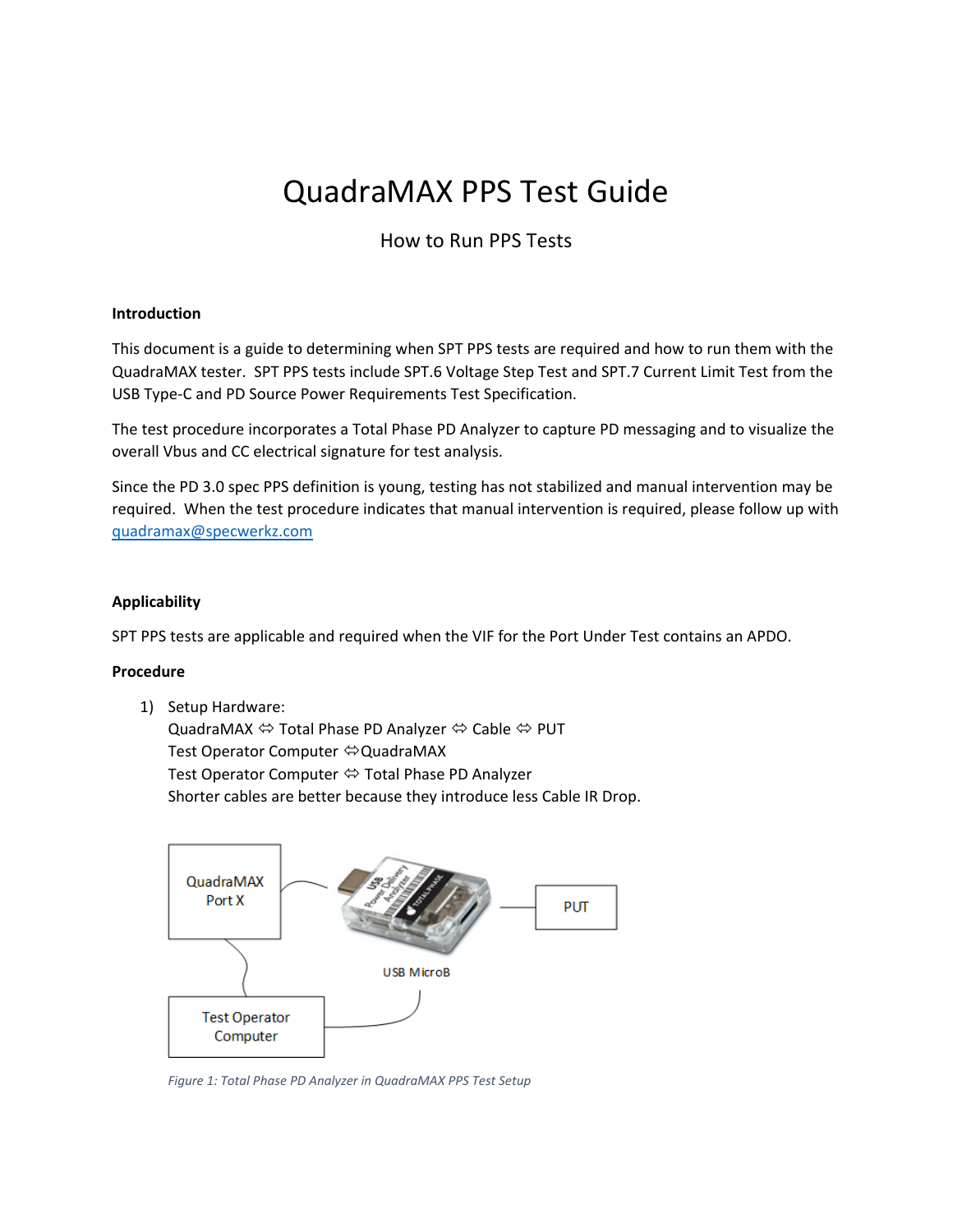# QuadraMAX PPS Test Guide

How to Run PPS Tests

**Introduction**

This document is a guide to determining when SPT PPS tests are required and how to run them with the QuadraMAX tester. SPT PPS tests include SPT.6 Voltage Step Test and SPT.7 Current Limit Test from the USB Type-C and PD Source Power Requirements Test Specification.

The test procedure incorporates a Total Phase PD Analyzer to capture PD messaging and to visualize the overall Vbus and CC electrical signature for test analysis.

Since the PD 3.0 spec PPS definition is young, testing has not stabilized and manual intervention may be required. When the test procedure indicates that manual intervention is required, please follow up with quadramax@specwerkz.com

**Applicability**

SPT PPS tests are applicable and required when the VIF for the Port Under Test contains an APDO.

**Procedure**

1) Setup Hardware:
   QuadraMAX ⇔ Total Phase PD Analyzer ⇔ Cable ⇔ PUT
   Test Operator Computer ⇔QuadraMAX
   Test Operator Computer ⇔ Total Phase PD Analyzer
   Shorter cables are better because they introduce less Cable IR Drop.

QuadraMAX Port X

PUT

USB MicroB

Test Operator Computer

*Figure 1: Total Phase PD Analyzer in QuadraMAX PPS Test Setup*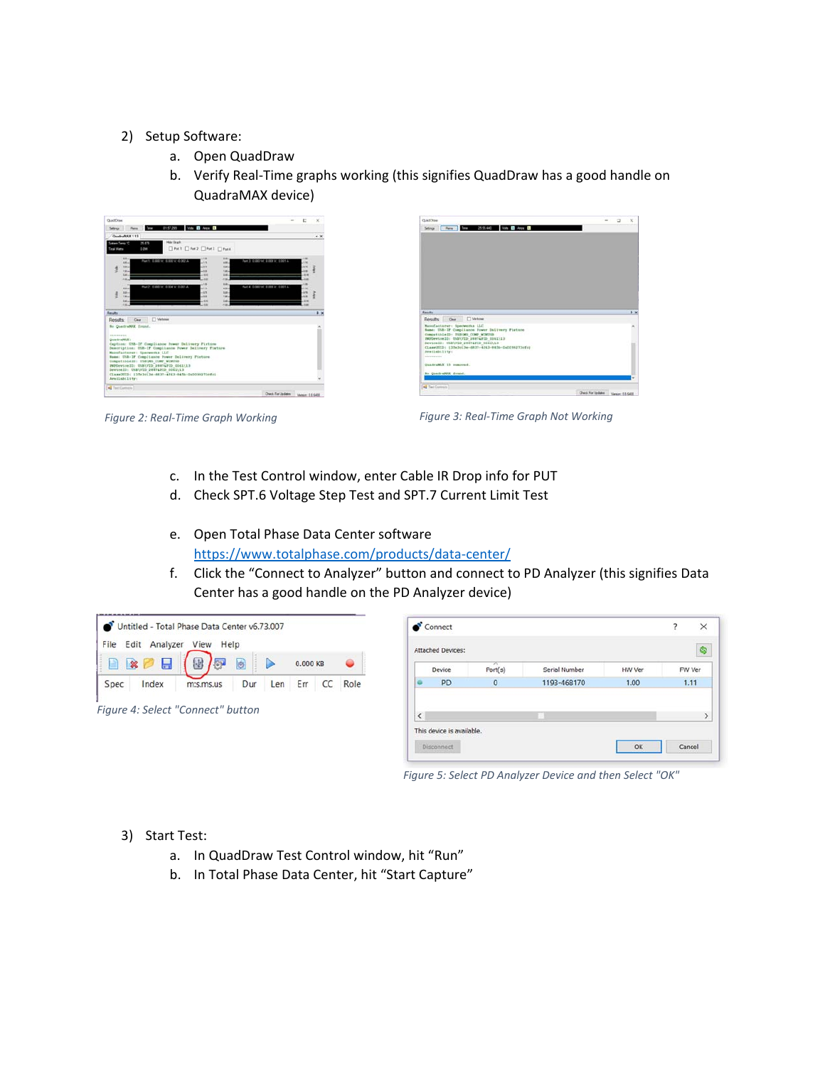2) Setup Software:
   a. Open QuadDraw
   b. Verify Real-Time graphs working (this signifies QuadDraw has a good handle on QuadraMAX device)

*Figure 2: Real-Time Graph Working*

*Figure 3: Real-Time Graph Not Working*

   c. In the Test Control window, enter Cable IR Drop info for PUT
   d. Check SPT.6 Voltage Step Test and SPT.7 Current Limit Test

   e. Open Total Phase Data Center software
      https://www.totalphase.com/products/data-center/
   f. Click the "Connect to Analyzer" button and connect to PD Analyzer (this signifies Data Center has a good handle on the PD Analyzer device)

*Figure 4: Select "Connect" button*

*Figure 5: Select PD Analyzer Device and then Select "OK"*

3) Start Test:
   a. In QuadDraw Test Control window, hit "Run"
   b. In Total Phase Data Center, hit "Start Capture"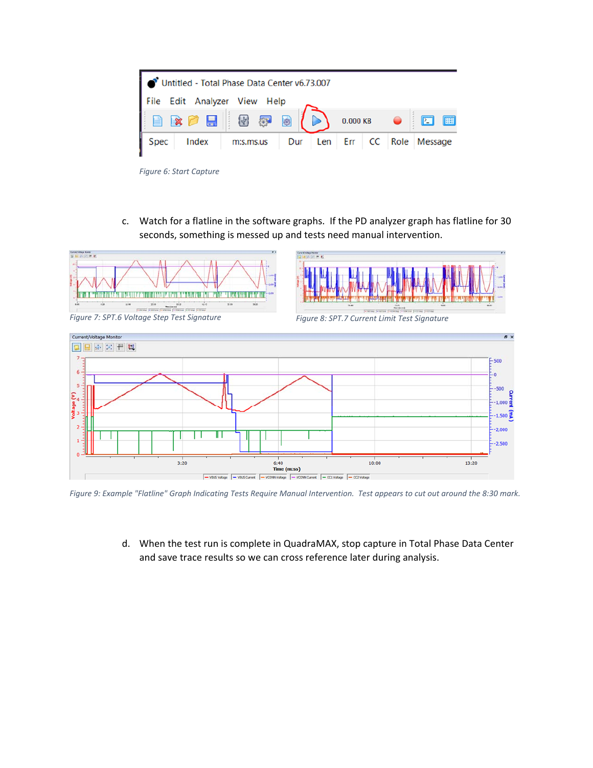Figure 6: Start Capture

c. Watch for a flatline in the software graphs. If the PD analyzer graph has flatline for 30 seconds, something is messed up and tests need manual intervention.

Figure 7: SPT.6 Voltage Step Test Signature

Figure 8: SPT.7 Current Limit Test Signature

Figure 9: Example "Flatline" Graph Indicating Tests Require Manual Intervention. Test appears to cut out around the 8:30 mark.

d. When the test run is complete in QuadraMAX, stop capture in Total Phase Data Center and save trace results so we can cross reference later during analysis.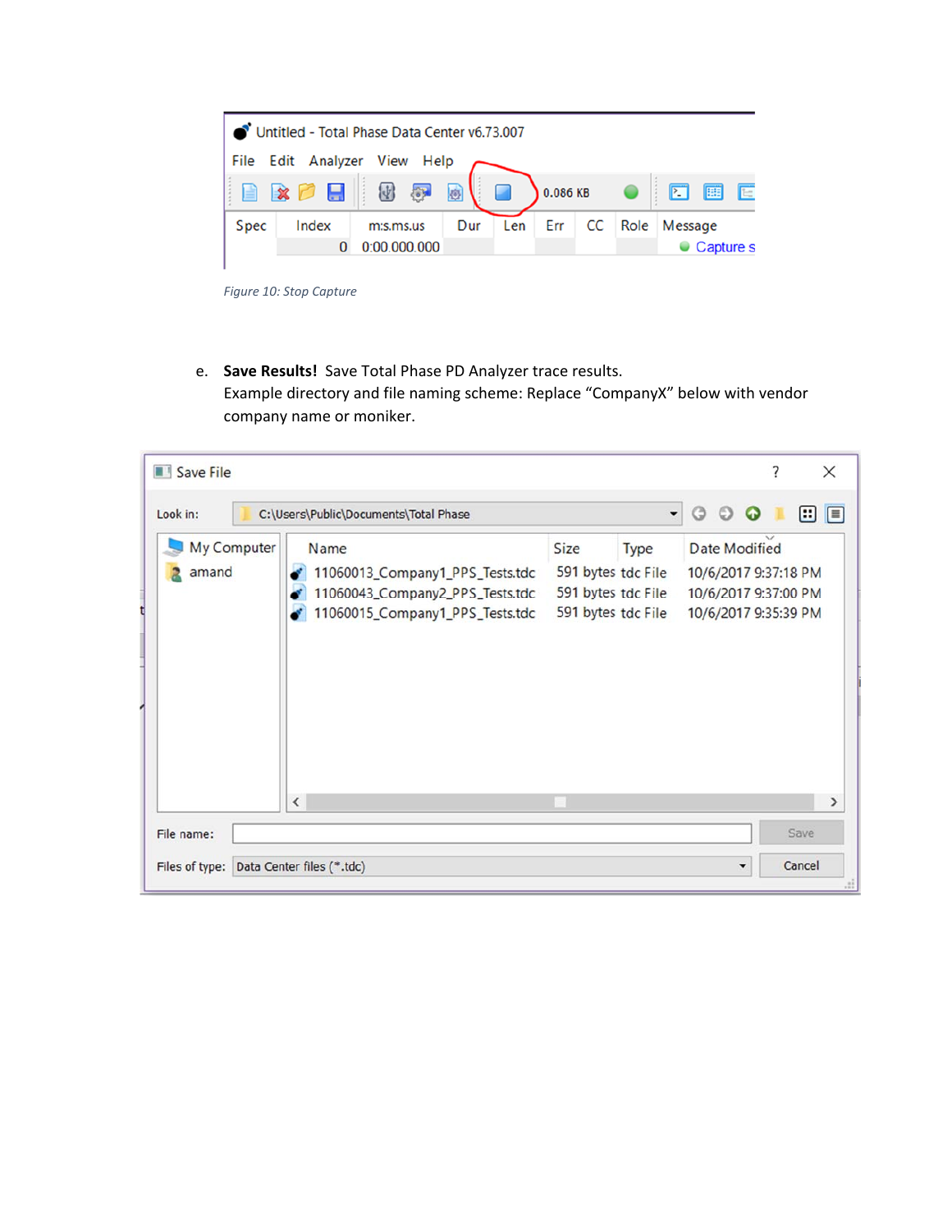Figure 10: Stop Capture

e. **Save Results!** Save Total Phase PD Analyzer trace results.
   Example directory and file naming scheme: Replace "CompanyX" below with vendor company name or moniker.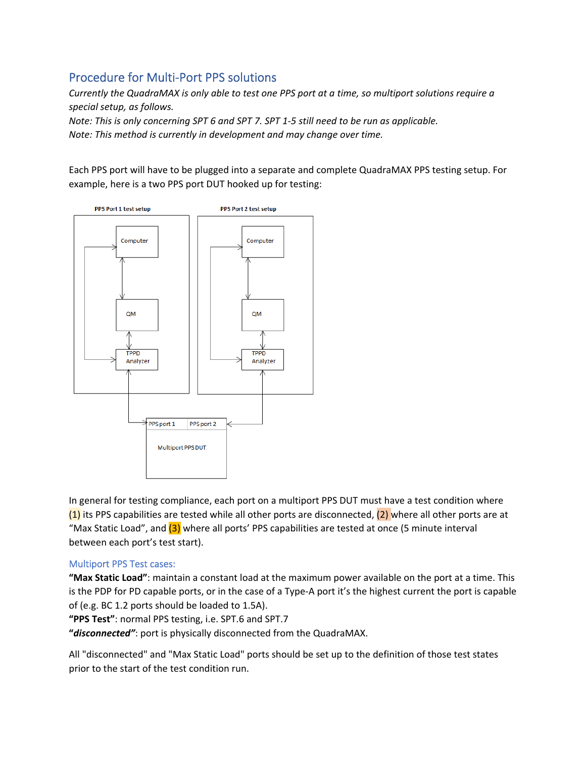## Procedure for Multi-Port PPS solutions

*Currently the QuadraMAX is only able to test one PPS port at a time, so multiport solutions require a special setup, as follows.*

*Note: This is only concerning SPT 6 and SPT 7. SPT 1-5 still need to be run as applicable.*

*Note: This method is currently in development and may change over time.*

Each PPS port will have to be plugged into a separate and complete QuadraMAX PPS testing setup. For example, here is a two PPS port DUT hooked up for testing:

PPS Port 1 test setup

Computer

QM

TPPD Analyzer

PPS Port 2 test setup

Computer

QM

TPPD Analyzer

PPS port 1 | PPS port 2

Multiport PPS DUT

In general for testing compliance, each port on a multiport PPS DUT must have a test condition where (1) its PPS capabilities are tested while all other ports are disconnected, (2) where all other ports are at "Max Static Load", and (3) where all ports' PPS capabilities are tested at once (5 minute interval between each port's test start).

### Multiport PPS Test cases:

**"Max Static Load"**: maintain a constant load at the maximum power available on the port at a time. This is the PDP for PD capable ports, or in the case of a Type-A port it's the highest current the port is capable of (e.g. BC 1.2 ports should be loaded to 1.5A).

**"PPS Test"**: normal PPS testing, i.e. SPT.6 and SPT.7

***"disconnected"***: port is physically disconnected from the QuadraMAX.

All "disconnected" and "Max Static Load" ports should be set up to the definition of those test states prior to the start of the test condition run.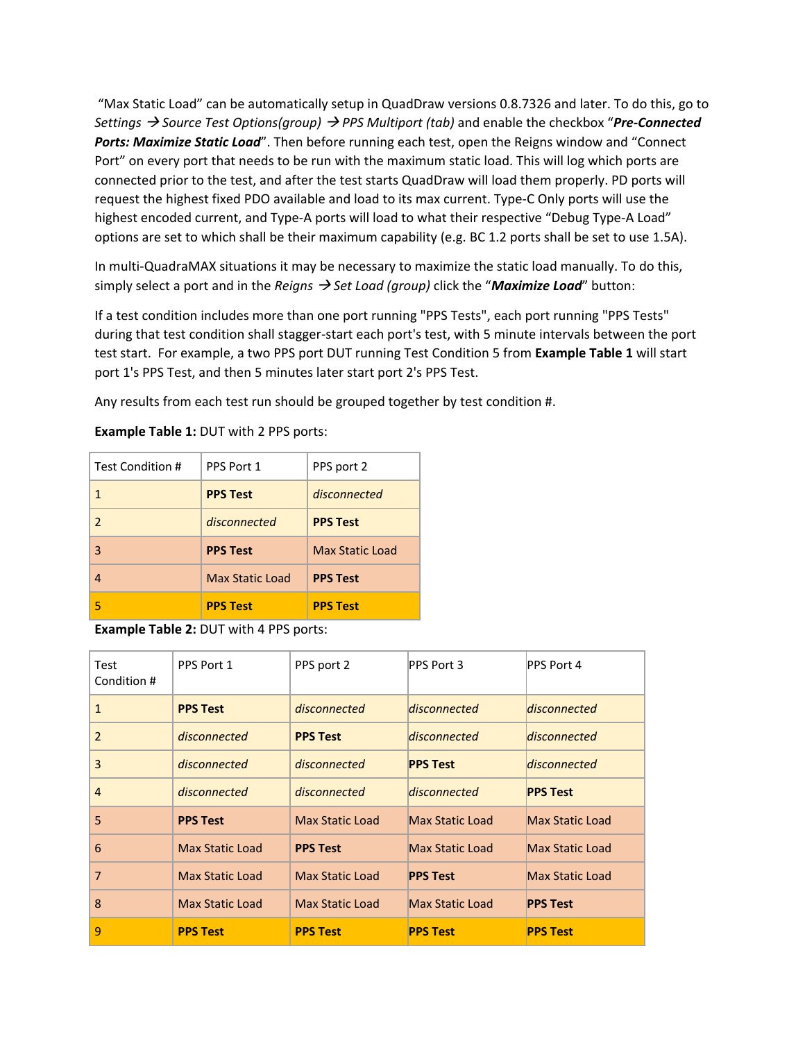"Max Static Load" can be automatically setup in QuadDraw versions 0.8.7326 and later. To do this, go to *Settings → Source Test Options(group) → PPS Multiport (tab)* and enable the checkbox "***Pre-Connected Ports: Maximize Static Load***". Then before running each test, open the Reigns window and "Connect Port" on every port that needs to be run with the maximum static load. This will log which ports are connected prior to the test, and after the test starts QuadDraw will load them properly. PD ports will request the highest fixed PDO available and load to its max current. Type-C Only ports will use the highest encoded current, and Type-A ports will load to what their respective "Debug Type-A Load" options are set to which shall be their maximum capability (e.g. BC 1.2 ports shall be set to use 1.5A).

In multi-QuadraMAX situations it may be necessary to maximize the static load manually. To do this, simply select a port and in the *Reigns → Set Load (group)* click the "***Maximize Load***" button:

If a test condition includes more than one port running "PPS Tests", each port running "PPS Tests" during that test condition shall stagger-start each port's test, with 5 minute intervals between the port test start. For example, a two PPS port DUT running Test Condition 5 from **Example Table 1** will start port 1's PPS Test, and then 5 minutes later start port 2's PPS Test.

Any results from each test run should be grouped together by test condition #.

**Example Table 1:** DUT with 2 PPS ports:

| Test Condition # | PPS Port 1 | PPS port 2 |
|---|---|---|
| 1 | **PPS Test** | *disconnected* |
| 2 | *disconnected* | **PPS Test** |
| 3 | **PPS Test** | Max Static Load |
| 4 | Max Static Load | **PPS Test** |
| 5 | **PPS Test** | **PPS Test** |

**Example Table 2:** DUT with 4 PPS ports:

| Test Condition # | PPS Port 1 | PPS port 2 | PPS Port 3 | PPS Port 4 |
|---|---|---|---|---|
| 1 | **PPS Test** | *disconnected* | *disconnected* | *disconnected* |
| 2 | *disconnected* | **PPS Test** | *disconnected* | *disconnected* |
| 3 | *disconnected* | *disconnected* | **PPS Test** | *disconnected* |
| 4 | *disconnected* | *disconnected* | *disconnected* | **PPS Test** |
| 5 | **PPS Test** | Max Static Load | Max Static Load | Max Static Load |
| 6 | Max Static Load | **PPS Test** | Max Static Load | Max Static Load |
| 7 | Max Static Load | Max Static Load | **PPS Test** | Max Static Load |
| 8 | Max Static Load | Max Static Load | Max Static Load | **PPS Test** |
| 9 | **PPS Test** | **PPS Test** | **PPS Test** | **PPS Test** |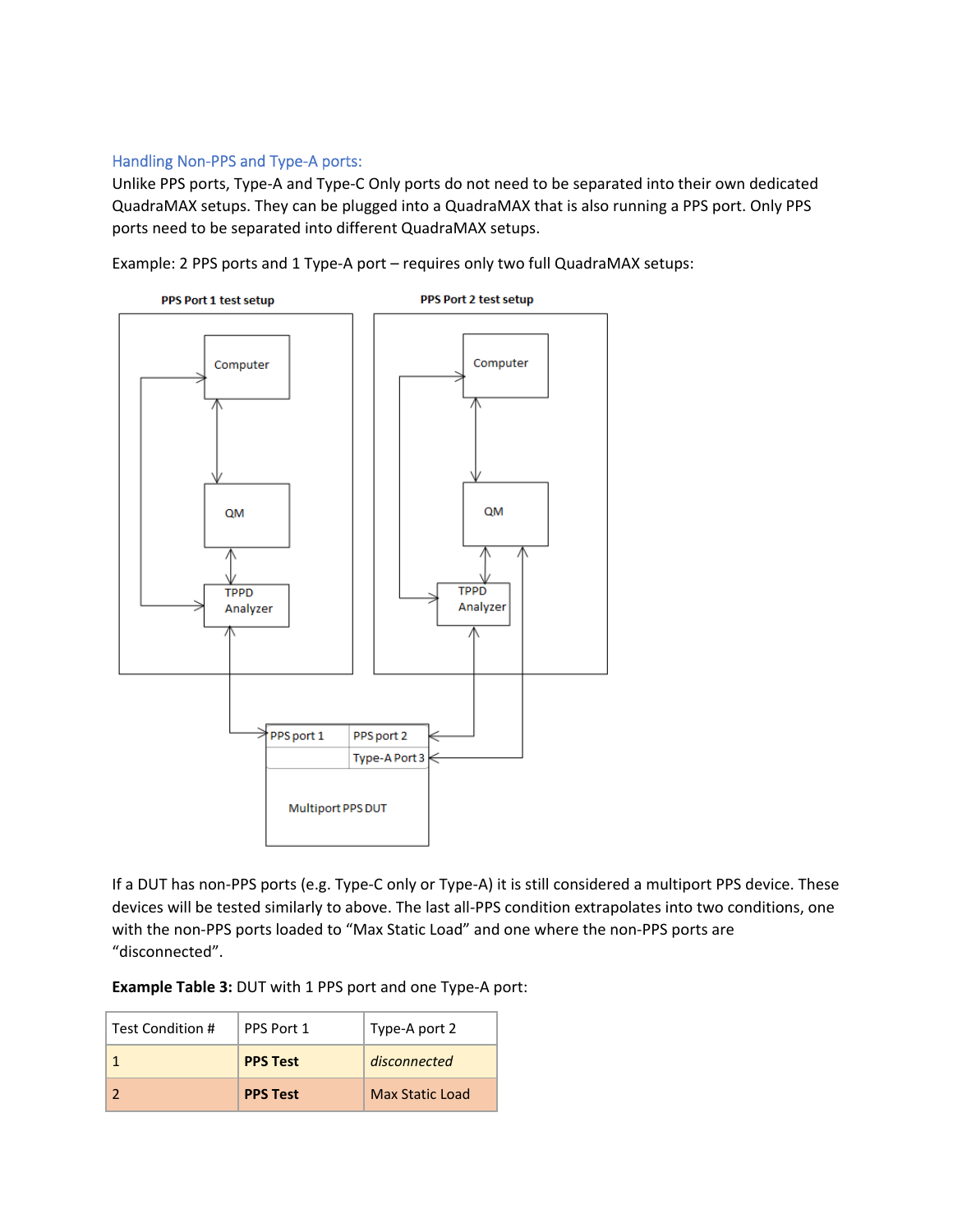## Handling Non-PPS and Type-A ports:

Unlike PPS ports, Type-A and Type-C Only ports do not need to be separated into their own dedicated QuadraMAX setups. They can be plugged into a QuadraMAX that is also running a PPS port. Only PPS ports need to be separated into different QuadraMAX setups.

Example: 2 PPS ports and 1 Type-A port – requires only two full QuadraMAX setups:

If a DUT has non-PPS ports (e.g. Type-C only or Type-A) it is still considered a multiport PPS device. These devices will be tested similarly to above. The last all-PPS condition extrapolates into two conditions, one with the non-PPS ports loaded to "Max Static Load" and one where the non-PPS ports are "disconnected".

**Example Table 3:** DUT with 1 PPS port and one Type-A port:

| Test Condition # | PPS Port 1 | Type-A port 2 |
| --- | --- | --- |
| 1 | **PPS Test** | *disconnected* |
| 2 | **PPS Test** | Max Static Load |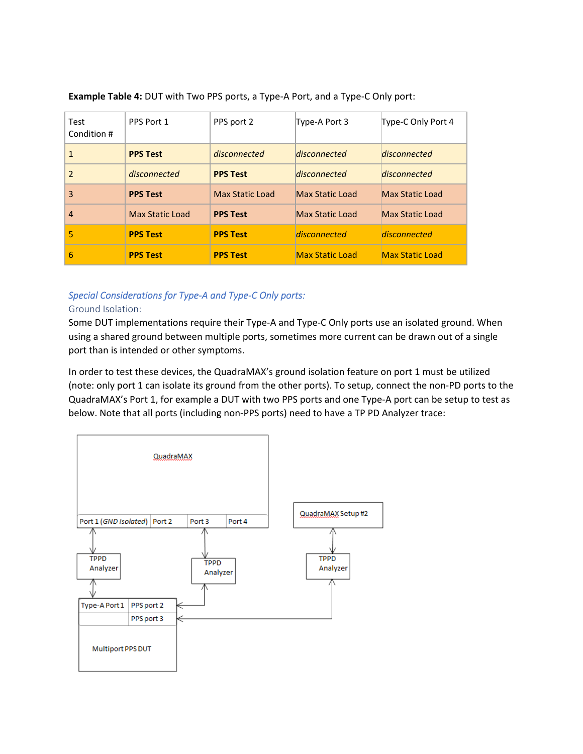**Example Table 4:** DUT with Two PPS ports, a Type-A Port, and a Type-C Only port:

| Test Condition # | PPS Port 1 | PPS port 2 | Type-A Port 3 | Type-C Only Port 4 |
|---|---|---|---|---|
| 1 | **PPS Test** | *disconnected* | *disconnected* | *disconnected* |
| 2 | *disconnected* | **PPS Test** | *disconnected* | *disconnected* |
| 3 | **PPS Test** | Max Static Load | Max Static Load | Max Static Load |
| 4 | Max Static Load | **PPS Test** | Max Static Load | Max Static Load |
| 5 | **PPS Test** | **PPS Test** | *disconnected* | *disconnected* |
| 6 | **PPS Test** | **PPS Test** | Max Static Load | Max Static Load |

### *Special Considerations for Type-A and Type-C Only ports:*

#### Ground Isolation:

Some DUT implementations require their Type-A and Type-C Only ports use an isolated ground. When using a shared ground between multiple ports, sometimes more current can be drawn out of a single port than is intended or other symptoms.

In order to test these devices, the QuadraMAX's ground isolation feature on port 1 must be utilized (note: only port 1 can isolate its ground from the other ports). To setup, connect the non-PD ports to the QuadraMAX's Port 1, for example a DUT with two PPS ports and one Type-A port can be setup to test as below. Note that all ports (including non-PPS ports) need to have a TP PD Analyzer trace: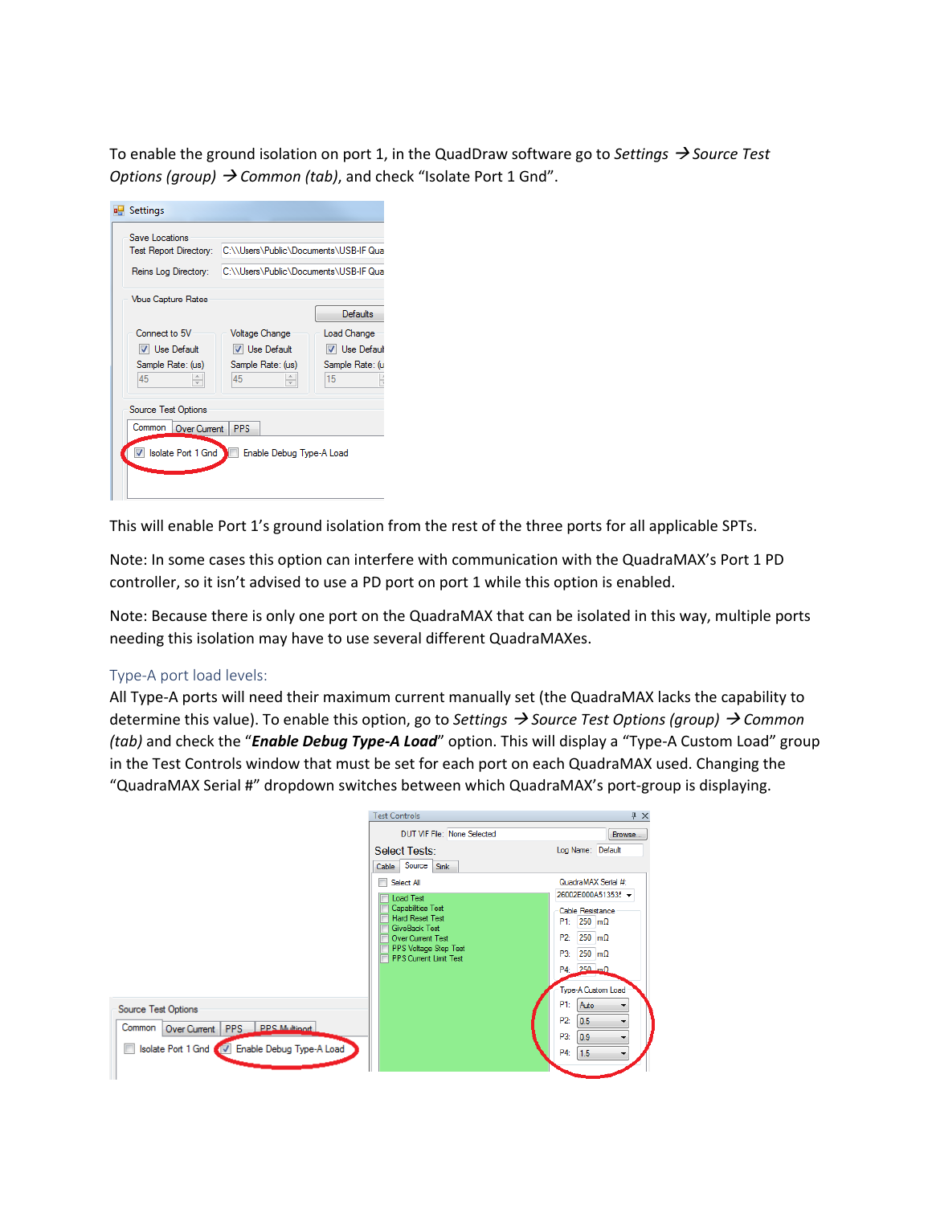To enable the ground isolation on port 1, in the QuadDraw software go to *Settings → Source Test Options (group) → Common (tab)*, and check "Isolate Port 1 Gnd".

This will enable Port 1's ground isolation from the rest of the three ports for all applicable SPTs.

Note: In some cases this option can interfere with communication with the QuadraMAX's Port 1 PD controller, so it isn't advised to use a PD port on port 1 while this option is enabled.

Note: Because there is only one port on the QuadraMAX that can be isolated in this way, multiple ports needing this isolation may have to use several different QuadraMAXes.

### Type-A port load levels:

All Type-A ports will need their maximum current manually set (the QuadraMAX lacks the capability to determine this value). To enable this option, go to *Settings → Source Test Options (group) → Common (tab)* and check the "***Enable Debug Type-A Load***" option. This will display a "Type-A Custom Load" group in the Test Controls window that must be set for each port on each QuadraMAX used. Changing the "QuadraMAX Serial #" dropdown switches between which QuadraMAX's port-group is displaying.